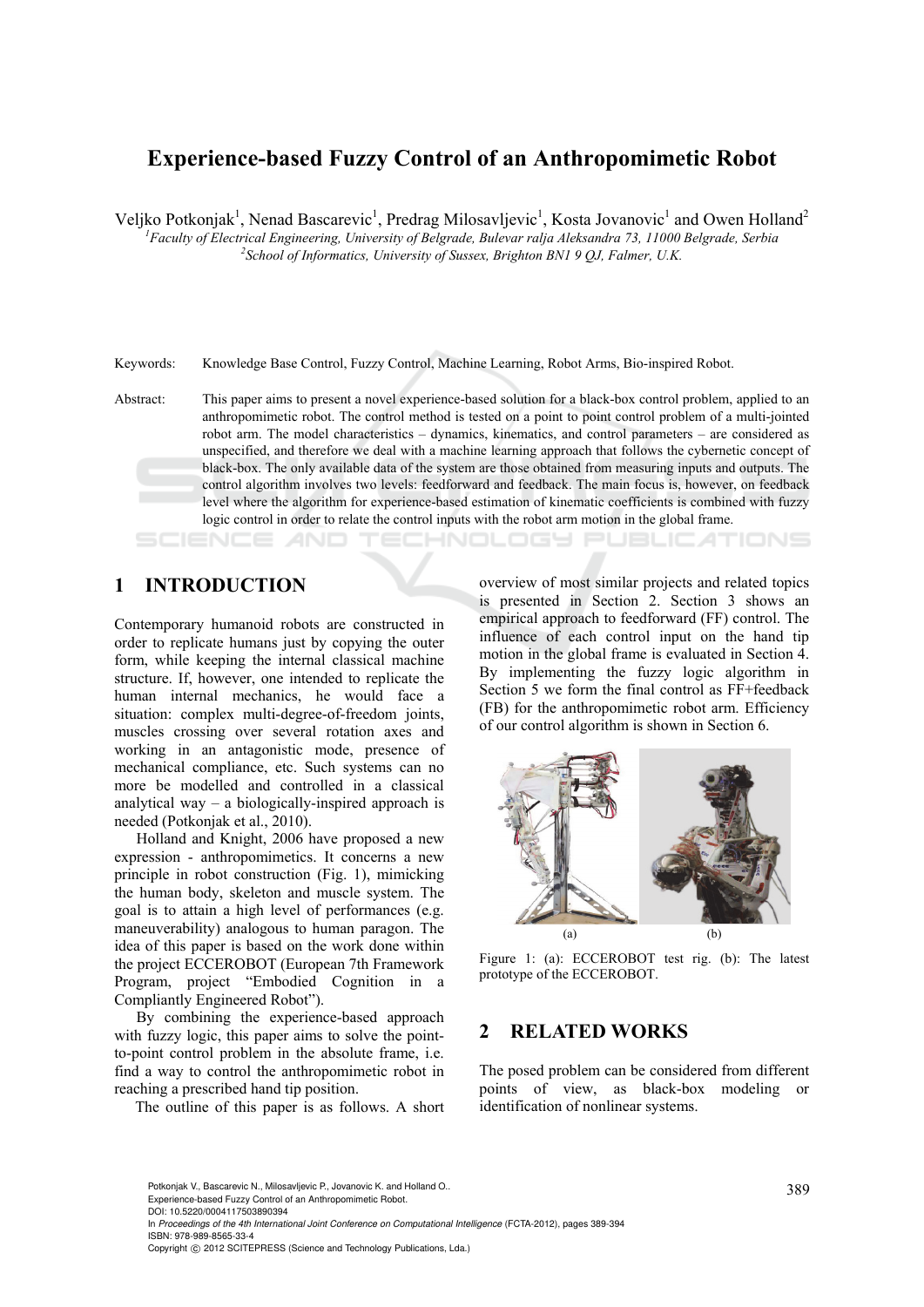# Experience-based Fuzzy Control of an Anthropomimetic Robot

Veljko Potkonjak[1], Nenad Bascarevic[1], Predrag Milosavljevic[1], Kosta Jovanovic[1] and Owen Holland[2]

[1]*Faculty of Electrical Engineering, University of Belgrade, Bulevar ralja Aleksandra 73, 11000 Belgrade, Serbia*
[2]*School of Informatics, University of Sussex, Brighton BN1 9 QJ, Falmer, U.K.*

Keywords: Knowledge Base Control, Fuzzy Control, Machine Learning, Robot Arms, Bio-inspired Robot.

Abstract: This paper aims to present a novel experience-based solution for a black-box control problem, applied to an anthropomimetic robot. The control method is tested on a point to point control problem of a multi-jointed robot arm. The model characteristics – dynamics, kinematics, and control parameters – are considered as unspecified, and therefore we deal with a machine learning approach that follows the cybernetic concept of black-box. The only available data of the system are those obtained from measuring inputs and outputs. The control algorithm involves two levels: feedforward and feedback. The main focus is, however, on feedback level where the algorithm for experience-based estimation of kinematic coefficients is combined with fuzzy logic control in order to relate the control inputs with the robot arm motion in the global frame.

## 1 INTRODUCTION

Contemporary humanoid robots are constructed in order to replicate humans just by copying the outer form, while keeping the internal classical machine structure. If, however, one intended to replicate the human internal mechanics, he would face a situation: complex multi-degree-of-freedom joints, muscles crossing over several rotation axes and working in an antagonistic mode, presence of mechanical compliance, etc. Such systems can no more be modelled and controlled in a classical analytical way – a biologically-inspired approach is needed (Potkonjak et al., 2010).

Holland and Knight, 2006 have proposed a new expression - anthropomimetics. It concerns a new principle in robot construction (Fig. 1), mimicking the human body, skeleton and muscle system. The goal is to attain a high level of performances (e.g. maneuverability) analogous to human paragon. The idea of this paper is based on the work done within the project ECCEROBOT (European 7th Framework Program, project "Embodied Cognition in a Compliantly Engineered Robot").

By combining the experience-based approach with fuzzy logic, this paper aims to solve the point-to-point control problem in the absolute frame, i.e. find a way to control the anthropomimetic robot in reaching a prescribed hand tip position.

The outline of this paper is as follows. A short overview of most similar projects and related topics is presented in Section 2. Section 3 shows an empirical approach to feedforward (FF) control. The influence of each control input on the hand tip motion in the global frame is evaluated in Section 4. By implementing the fuzzy logic algorithm in Section 5 we form the final control as FF+feedback (FB) for the anthropomimetic robot arm. Efficiency of our control algorithm is shown in Section 6.

Figure 1: (a): ECCEROBOT test rig. (b): The latest prototype of the ECCEROBOT.

## 2 RELATED WORKS

The posed problem can be considered from different points of view, as black-box modeling or identification of nonlinear systems.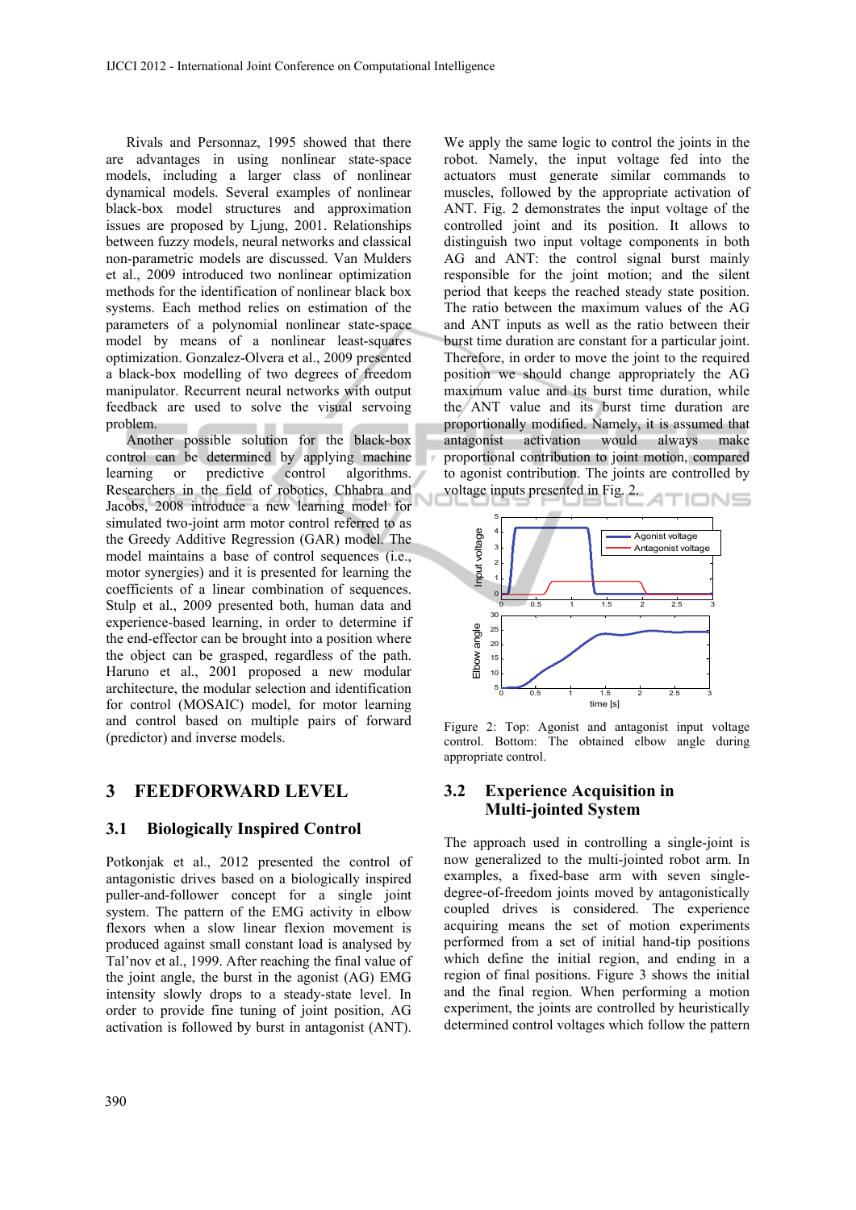Rivals and Personnaz, 1995 showed that there are advantages in using nonlinear state-space models, including a larger class of nonlinear dynamical models. Several examples of nonlinear black-box model structures and approximation issues are proposed by Ljung, 2001. Relationships between fuzzy models, neural networks and classical non-parametric models are discussed. Van Mulders et al., 2009 introduced two nonlinear optimization methods for the identification of nonlinear black box systems. Each method relies on estimation of the parameters of a polynomial nonlinear state-space model by means of a nonlinear least-squares optimization. Gonzalez-Olvera et al., 2009 presented a black-box modelling of two degrees of freedom manipulator. Recurrent neural networks with output feedback are used to solve the visual servoing problem.

Another possible solution for the black-box control can be determined by applying machine learning or predictive control algorithms. Researchers in the field of robotics, Chhabra and Jacobs, 2008 introduce a new learning model for simulated two-joint arm motor control referred to as the Greedy Additive Regression (GAR) model. The model maintains a base of control sequences (i.e., motor synergies) and it is presented for learning the coefficients of a linear combination of sequences. Stulp et al., 2009 presented both, human data and experience-based learning, in order to determine if the end-effector can be brought into a position where the object can be grasped, regardless of the path. Haruno et al., 2001 proposed a new modular architecture, the modular selection and identification for control (MOSAIC) model, for motor learning and control based on multiple pairs of forward (predictor) and inverse models.

# 3 FEEDFORWARD LEVEL

## 3.1 Biologically Inspired Control

Potkonjak et al., 2012 presented the control of antagonistic drives based on a biologically inspired puller-and-follower concept for a single joint system. The pattern of the EMG activity in elbow flexors when a slow linear flexion movement is produced against small constant load is analysed by Tal'nov et al., 1999. After reaching the final value of the joint angle, the burst in the agonist (AG) EMG intensity slowly drops to a steady-state level. In order to provide fine tuning of joint position, AG activation is followed by burst in antagonist (ANT).

We apply the same logic to control the joints in the robot. Namely, the input voltage fed into the actuators must generate similar commands to muscles, followed by the appropriate activation of ANT. Fig. 2 demonstrates the input voltage of the controlled joint and its position. It allows to distinguish two input voltage components in both AG and ANT: the control signal burst mainly responsible for the joint motion; and the silent period that keeps the reached steady state position. The ratio between the maximum values of the AG and ANT inputs as well as the ratio between their burst time duration are constant for a particular joint. Therefore, in order to move the joint to the required position we should change appropriately the AG maximum value and its burst time duration, while the ANT value and its burst time duration are proportionally modified. Namely, it is assumed that antagonist activation would always make proportional contribution to joint motion, compared to agonist contribution. The joints are controlled by voltage inputs presented in Fig. 2.

Figure 2: Top: Agonist and antagonist input voltage control. Bottom: The obtained elbow angle during appropriate control.

## 3.2 Experience Acquisition in Multi-jointed System

The approach used in controlling a single-joint is now generalized to the multi-jointed robot arm. In examples, a fixed-base arm with seven single-degree-of-freedom joints moved by antagonistically coupled drives is considered. The experience acquiring means the set of motion experiments performed from a set of initial hand-tip positions which define the initial region, and ending in a region of final positions. Figure 3 shows the initial and the final region. When performing a motion experiment, the joints are controlled by heuristically determined control voltages which follow the pattern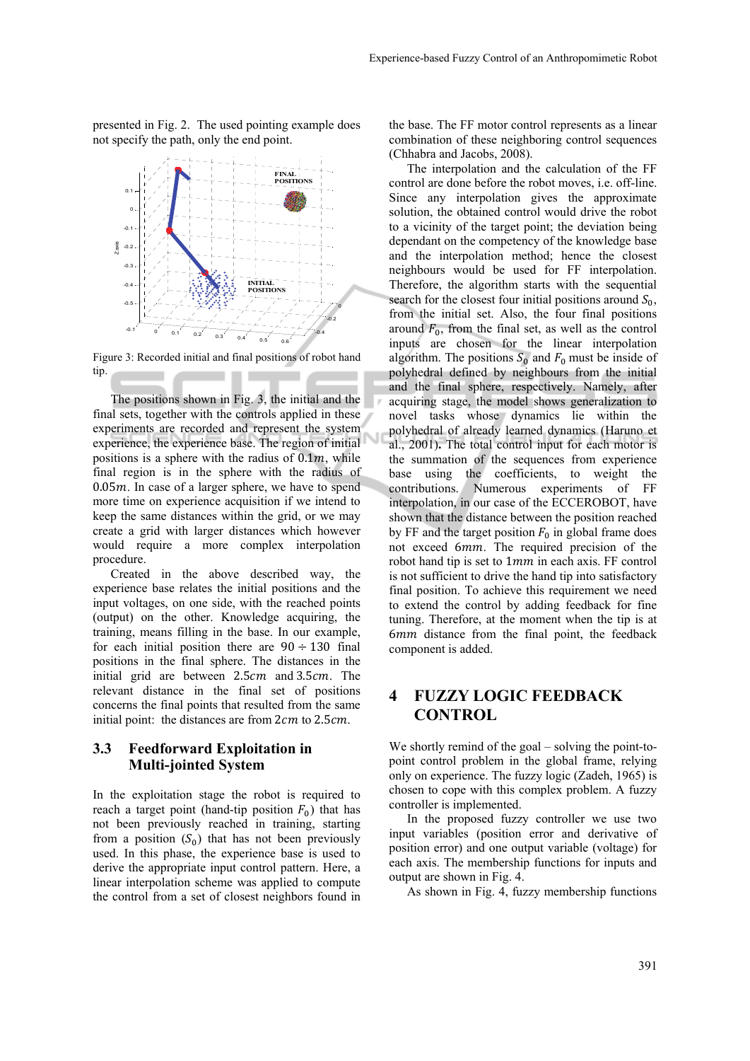presented in Fig. 2. The used pointing example does not specify the path, only the end point.

Figure 3: Recorded initial and final positions of robot hand tip.

The positions shown in Fig. 3, the initial and the final sets, together with the controls applied in these experiments are recorded and represent the system experience, the experience base. The region of initial positions is a sphere with the radius of $0.1m$, while final region is in the sphere with the radius of $0.05m$. In case of a larger sphere, we have to spend more time on experience acquisition if we intend to keep the same distances within the grid, or we may create a grid with larger distances which however would require a more complex interpolation procedure.

Created in the above described way, the experience base relates the initial positions and the input voltages, on one side, with the reached points (output) on the other. Knowledge acquiring, the training, means filling in the base. In our example, for each initial position there are $90 \div 130$ final positions in the final sphere. The distances in the initial grid are between $2.5cm$ and $3.5cm$. The relevant distance in the final set of positions concerns the final points that resulted from the same initial point: the distances are from $2cm$ to $2.5cm$.

### 3.3 Feedforward Exploitation in Multi-jointed System

In the exploitation stage the robot is required to reach a target point (hand-tip position $F_0$) that has not been previously reached in training, starting from a position ($S_0$) that has not been previously used. In this phase, the experience base is used to derive the appropriate input control pattern. Here, a linear interpolation scheme was applied to compute the control from a set of closest neighbors found in the base. The FF motor control represents as a linear combination of these neighboring control sequences (Chhabra and Jacobs, 2008).

The interpolation and the calculation of the FF control are done before the robot moves, i.e. off-line. Since any interpolation gives the approximate solution, the obtained control would drive the robot to a vicinity of the target point; the deviation being dependant on the competency of the knowledge base and the interpolation method; hence the closest neighbours would be used for FF interpolation. Therefore, the algorithm starts with the sequential search for the closest four initial positions around $S_0$, from the initial set. Also, the four final positions around $F_0$, from the final set, as well as the control inputs are chosen for the linear interpolation algorithm. The positions $S_0$ and $F_0$ must be inside of polyhedral defined by neighbours from the initial and the final sphere, respectively. Namely, after acquiring stage, the model shows generalization to novel tasks whose dynamics lie within the polyhedral of already learned dynamics (Haruno et al., 2001). The total control input for each motor is the summation of the sequences from experience base using the coefficients, to weight the contributions. Numerous experiments of FF interpolation, in our case of the ECCEROBOT, have shown that the distance between the position reached by FF and the target position $F_0$ in global frame does not exceed $6mm$. The required precision of the robot hand tip is set to $1mm$ in each axis. FF control is not sufficient to drive the hand tip into satisfactory final position. To achieve this requirement we need to extend the control by adding feedback for fine tuning. Therefore, at the moment when the tip is at $6mm$ distance from the final point, the feedback component is added.

## 4 FUZZY LOGIC FEEDBACK CONTROL

We shortly remind of the goal – solving the point-to-point control problem in the global frame, relying only on experience. The fuzzy logic (Zadeh, 1965) is chosen to cope with this complex problem. A fuzzy controller is implemented.

In the proposed fuzzy controller we use two input variables (position error and derivative of position error) and one output variable (voltage) for each axis. The membership functions for inputs and output are shown in Fig. 4.

As shown in Fig. 4, fuzzy membership functions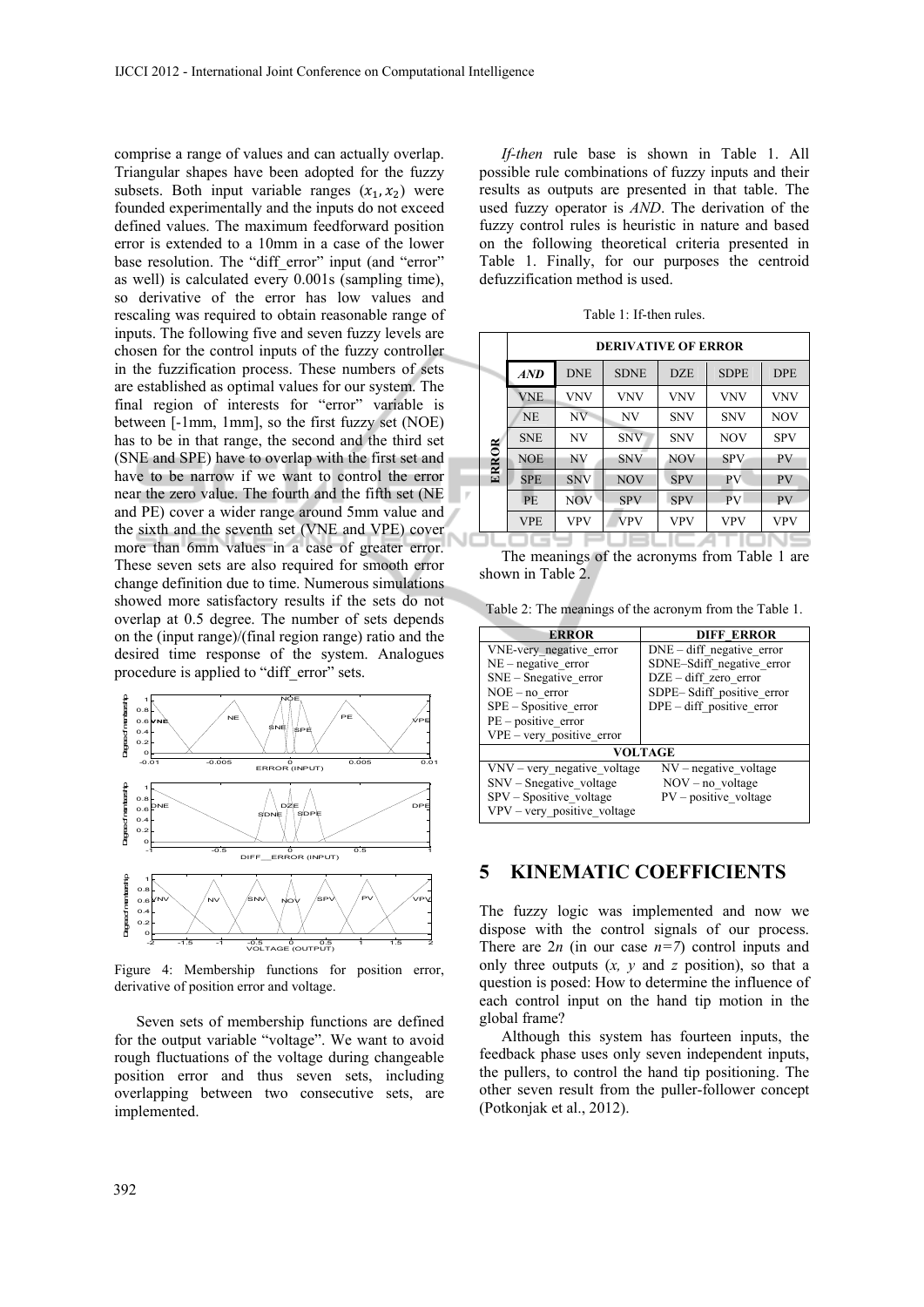comprise a range of values and can actually overlap. Triangular shapes have been adopted for the fuzzy subsets. Both input variable ranges $(x_1, x_2)$ were founded experimentally and the inputs do not exceed defined values. The maximum feedforward position error is extended to a 10mm in a case of the lower base resolution. The "diff_error" input (and "error" as well) is calculated every 0.001s (sampling time), so derivative of the error has low values and rescaling was required to obtain reasonable range of inputs. The following five and seven fuzzy levels are chosen for the control inputs of the fuzzy controller in the fuzzification process. These numbers of sets are established as optimal values for our system. The final region of interests for "error" variable is between [-1mm, 1mm], so the first fuzzy set (NOE) has to be in that range, the second and the third set (SNE and SPE) have to overlap with the first set and have to be narrow if we want to control the error near the zero value. The fourth and the fifth set (NE and PE) cover a wider range around 5mm value and the sixth and the seventh set (VNE and VPE) cover more than 6mm values in a case of greater error. These seven sets are also required for smooth error change definition due to time. Numerous simulations showed more satisfactory results if the sets do not overlap at 0.5 degree. The number of sets depends on the (input range)/(final region range) ratio and the desired time response of the system. Analogues procedure is applied to "diff_error" sets.

Figure 4: Membership functions for position error, derivative of position error and voltage.

Seven sets of membership functions are defined for the output variable "voltage". We want to avoid rough fluctuations of the voltage during changeable position error and thus seven sets, including overlapping between two consecutive sets, are implemented.

*If-then* rule base is shown in Table 1. All possible rule combinations of fuzzy inputs and their results as outputs are presented in that table. The used fuzzy operator is *AND*. The derivation of the fuzzy control rules is heuristic in nature and based on the following theoretical criteria presented in Table 1. Finally, for our purposes the centroid defuzzification method is used.

Table 1: If-then rules.

| | | DERIVATIVE OF ERROR | | | | |
|---|---|---|---|---|---|---|
| | ***AND*** | DNE | SDNE | DZE | SDPE | DPE |
| **ERROR** | VNE | VNV | VNV | VNV | VNV | VNV |
| | NE | NV | NV | SNV | SNV | NOV |
| | SNE | NV | SNV | SNV | NOV | SPV |
| | NOE | NV | SNV | NOV | SPV | PV |
| | SPE | SNV | NOV | SPV | PV | PV |
| | PE | NOV | SPV | SPV | PV | PV |
| | VPE | VPV | VPV | VPV | VPV | VPV |

The meanings of the acronyms from Table 1 are shown in Table 2.

Table 2: The meanings of the acronym from the Table 1.

| ERROR | DIFF_ERROR |
|---|---|
| VNE-very_negative_error<br>NE – negative_error<br>SNE – Snegative_error<br>NOE – no_error<br>SPE – Spositive_error<br>PE – positive_error<br>VPE – very_positive_error | DNE – diff_negative_error<br>SDNE–Sdiff_negative_error<br>DZE – diff_zero_error<br>SDPE– Sdiff_positive_error<br>DPE – diff_positive_error |
| **VOLTAGE** | |
| VNV – very_negative_voltage<br>SNV – Snegative_voltage<br>SPV – Spositive_voltage<br>VPV – very_positive_voltage | NV – negative_voltage<br>NOV – no_voltage<br>PV – positive_voltage |

## 5 KINEMATIC COEFFICIENTS

The fuzzy logic was implemented and now we dispose with the control signals of our process. There are $2n$ (in our case $n=7$) control inputs and only three outputs ($x$, $y$ and $z$ position), so that a question is posed: How to determine the influence of each control input on the hand tip motion in the global frame?

Although this system has fourteen inputs, the feedback phase uses only seven independent inputs, the pullers, to control the hand tip positioning. The other seven result from the puller-follower concept (Potkonjak et al., 2012).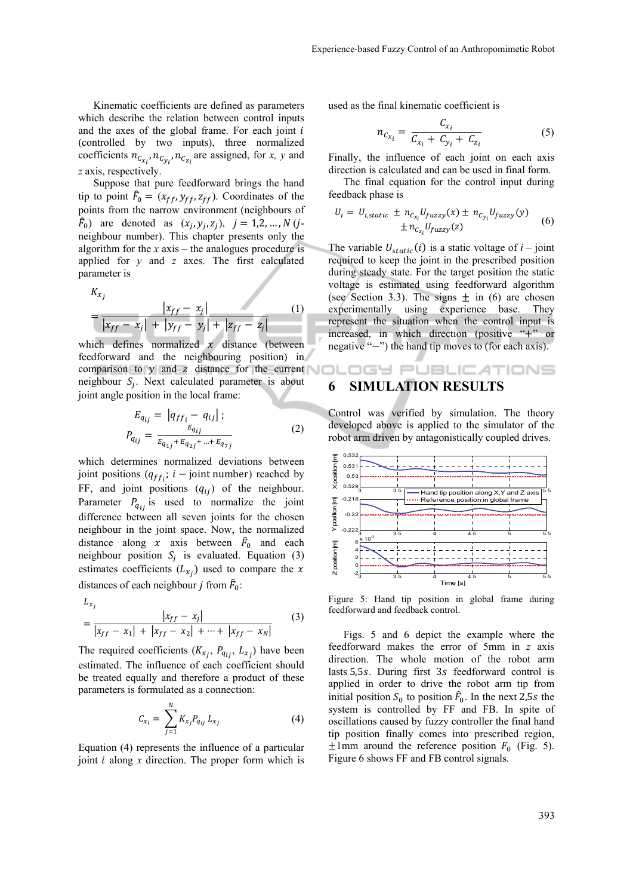Kinematic coefficients are defined as parameters which describe the relation between control inputs and the axes of the global frame. For each joint $i$ (controlled by two inputs), three normalized coefficients $n_{C_{x_i}}, n_{C_{y_i}}, n_{C_{z_i}}$ are assigned, for *x, y* and *z* axis, respectively.

Suppose that pure feedforward brings the hand tip to point $\hat{F}_0 = (x_{ff}, y_{ff}, z_{ff})$. Coordinates of the points from the narrow environment (neighbours of $\hat{F}_0$) are denoted as $(x_j, y_j, z_j)$, $j = 1,2,\ldots,N$ ($j$-neighbour number). This chapter presents only the algorithm for the *x* axis – the analogues procedure is applied for *y* and *z* axes. The first calculated parameter is

$$K_{x_j} = \frac{|x_{ff} - x_j|}{|x_{ff} - x_j| + |y_{ff} - y_j| + |z_{ff} - z_j|} \quad (1)$$

which defines normalized $x$ distance (between feedforward and the neighbouring position) in comparison to $y$ and $z$ distance for the current neighbour $S_j$. Next calculated parameter is about joint angle position in the local frame:

$$E_{q_{ij}} = |q_{ff_i} - q_{ij}|\,; \qquad P_{q_{ij}} = \frac{E_{q_{ij}}}{E_{q_{1j}} + E_{q_{2j}} + \ldots + E_{q_{7j}}} \quad (2)$$

which determines normalized deviations between joint positions ($q_{ff_i}$; $i -$ joint number) reached by FF, and joint positions ($q_{ij}$) of the neighbour. Parameter $P_{q_{ij}}$ is used to normalize the joint difference between all seven joints for the chosen neighbour in the joint space. Now, the normalized distance along $x$ axis between $\hat{F}_0$ and each neighbour position $S_j$ is evaluated. Equation (3) estimates coefficients ($L_{x_j}$) used to compare the $x$ distances of each neighbour $j$ from $\hat{F}_0$:

$$L_{x_j} = \frac{|x_{ff} - x_j|}{|x_{ff} - x_1| + |x_{ff} - x_2| + \cdots + |x_{ff} - x_N|} \quad (3)$$

The required coefficients ($K_{x_j}$, $P_{q_{ij}}$, $L_{x_j}$) have been estimated. The influence of each coefficient should be treated equally and therefore a product of these parameters is formulated as a connection:

$$C_{x_i} = \sum_{j=1}^{N} K_{x_j} P_{q_{ij}} L_{x_j} \quad (4)$$

Equation (4) represents the influence of a particular joint $i$ along $x$ direction. The proper form which is used as the final kinematic coefficient is

$$n_{C_{x_i}} = \frac{C_{x_i}}{C_{x_i} + C_{y_i} + C_{z_i}} \quad (5)$$

Finally, the influence of each joint on each axis direction is calculated and can be used in final form.

The final equation for the control input during feedback phase is

$$U_i = U_{i,static} \pm n_{C_{x_i}} U_{fuzzy}(x) \pm n_{C_{y_i}} U_{fuzzy}(y) \pm n_{C_{z_i}} U_{fuzzy}(z) \quad (6)$$

The variable $U_{static}(i)$ is a static voltage of $i$ – joint required to keep the joint in the prescribed position during steady state. For the target position the static voltage is estimated using feedforward algorithm (see Section 3.3). The signs $\pm$ in (6) are chosen experimentally using experience base. They represent the situation when the control input is increased, in which direction (positive "+" or negative "−") the hand tip moves to (for each axis).

# 6 SIMULATION RESULTS

Control was verified by simulation. The theory developed above is applied to the simulator of the robot arm driven by antagonistically coupled drives.

Figure 5: Hand tip position in global frame during feedforward and feedback control.

Figs. 5 and 6 depict the example where the feedforward makes the error of 5mm in z axis direction. The whole motion of the robot arm lasts 5,5$s$. During first 3$s$ feedforward control is applied in order to drive the robot arm tip from initial position $S_0$ to position $\hat{F}_0$. In the next 2,5$s$ the system is controlled by FF and FB. In spite of oscillations caused by fuzzy controller the final hand tip position finally comes into prescribed region, $\pm$1mm around the reference position $F_0$ (Fig. 5). Figure 6 shows FF and FB control signals.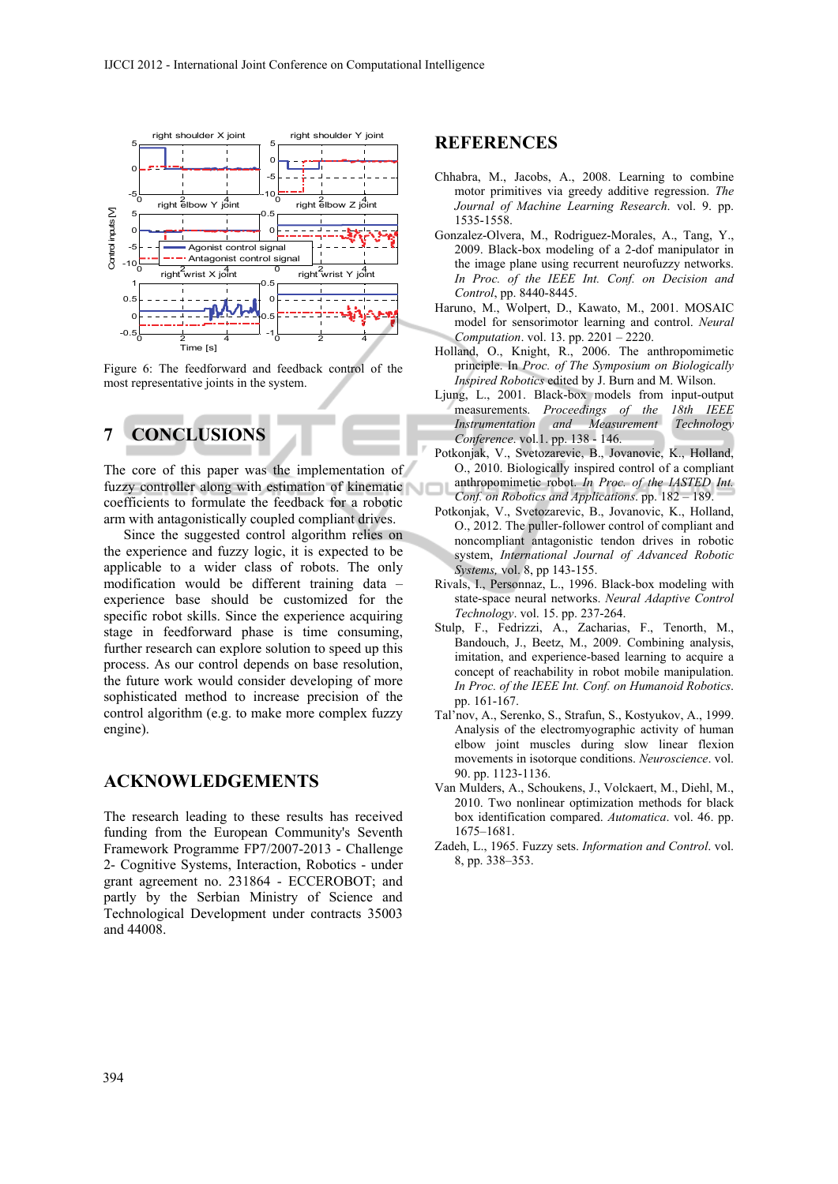right shoulder X joint

right shoulder Y joint

right elbow Y joint

right elbow Z joint

right wrist X joint

right wrist Y joint

Control inputs [V]

Time [s]

Agonist control signal

Antagonist control signal

Figure 6: The feedforward and feedback control of the most representative joints in the system.

## 7 CONCLUSIONS

The core of this paper was the implementation of fuzzy controller along with estimation of kinematic coefficients to formulate the feedback for a robotic arm with antagonistically coupled compliant drives.

Since the suggested control algorithm relies on the experience and fuzzy logic, it is expected to be applicable to a wider class of robots. The only modification would be different training data – experience base should be customized for the specific robot skills. Since the experience acquiring stage in feedforward phase is time consuming, further research can explore solution to speed up this process. As our control depends on base resolution, the future work would consider developing of more sophisticated method to increase precision of the control algorithm (e.g. to make more complex fuzzy engine).

## ACKNOWLEDGEMENTS

The research leading to these results has received funding from the European Community's Seventh Framework Programme FP7/2007-2013 - Challenge 2- Cognitive Systems, Interaction, Robotics - under grant agreement no. 231864 - ECCEROBOT; and partly by the Serbian Ministry of Science and Technological Development under contracts 35003 and 44008.

## REFERENCES

Chhabra, M., Jacobs, A., 2008. Learning to combine motor primitives via greedy additive regression. *The Journal of Machine Learning Research*. vol. 9. pp. 1535-1558.

Gonzalez-Olvera, M., Rodriguez-Morales, A., Tang, Y., 2009. Black-box modeling of a 2-dof manipulator in the image plane using recurrent neurofuzzy networks. *In Proc. of the IEEE Int. Conf. on Decision and Control*, pp. 8440-8445.

Haruno, M., Wolpert, D., Kawato, M., 2001. MOSAIC model for sensorimotor learning and control. *Neural Computation*. vol. 13. pp. 2201 – 2220.

Holland, O., Knight, R., 2006. The anthropomimetic principle. In *Proc. of The Symposium on Biologically Inspired Robotics* edited by J. Burn and M. Wilson.

Ljung, L., 2001. Black-box models from input-output measurements. *Proceedings of the 18th IEEE Instrumentation and Measurement Technology Conference*. vol.1. pp. 138 - 146.

Potkonjak, V., Svetozarevic, B., Jovanovic, K., Holland, O., 2010. Biologically inspired control of a compliant anthropomimetic robot. *In Proc. of the IASTED Int. Conf. on Robotics and Applications*. pp. 182 – 189.

Potkonjak, V., Svetozarevic, B., Jovanovic, K., Holland, O., 2012. The puller-follower control of compliant and noncompliant antagonistic tendon drives in robotic system, *International Journal of Advanced Robotic Systems*, vol. 8, pp 143-155.

Rivals, I., Personnaz, L., 1996. Black-box modeling with state-space neural networks. *Neural Adaptive Control Technology*. vol. 15. pp. 237-264.

Stulp, F., Fedrizzi, A., Zacharias, F., Tenorth, M., Bandouch, J., Beetz, M., 2009. Combining analysis, imitation, and experience-based learning to acquire a concept of reachability in robot mobile manipulation. *In Proc. of the IEEE Int. Conf. on Humanoid Robotics*. pp. 161-167.

Tal'nov, A., Serenko, S., Strafun, S., Kostyukov, A., 1999. Analysis of the electromyographic activity of human elbow joint muscles during slow linear flexion movements in isotorque conditions. *Neuroscience*. vol. 90. pp. 1123-1136.

Van Mulders, A., Schoukens, J., Volckaert, M., Diehl, M., 2010. Two nonlinear optimization methods for black box identification compared. *Automatica*. vol. 46. pp. 1675–1681.

Zadeh, L., 1965. Fuzzy sets. *Information and Control*. vol. 8, pp. 338–353.